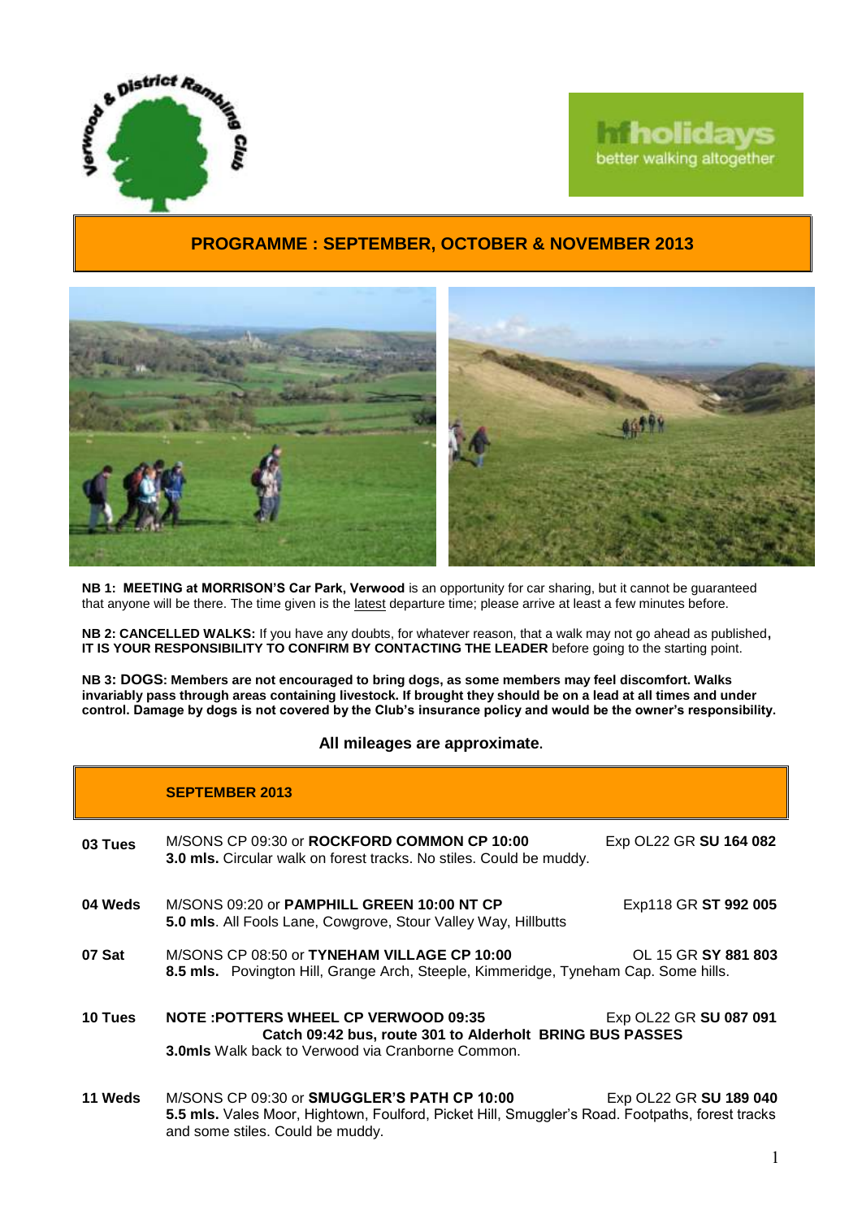Verwood & District Rambling Club

hfholidays better walking altogether

## PROGRAMME : SEPTEMBER, OCTOBER & NOVEMBER 2013

**NB 1: MEETING at MORRISON'S Car Park, Verwood** is an opportunity for car sharing, but it cannot be guaranteed that anyone will be there. The time given is the latest departure time; please arrive at least a few minutes before.

**NB 2: CANCELLED WALKS:** If you have any doubts, for whatever reason, that a walk may not go ahead as published**, IT IS YOUR RESPONSIBILITY TO CONFIRM BY CONTACTING THE LEADER** before going to the starting point.

**NB 3: DOGS: Members are not encouraged to bring dogs, as some members may feel discomfort. Walks invariably pass through areas containing livestock. If brought they should be on a lead at all times and under control. Damage by dogs is not covered by the Club's insurance policy and would be the owner's responsibility.**

**All mileages are approximate.**

## SEPTEMBER 2013

**03 Tues** — M/SONS CP 09:30 or **ROCKFORD COMMON CP 10:00** — Exp OL22 GR **SU 164 082**
**3.0 mls.** Circular walk on forest tracks. No stiles. Could be muddy.

**04 Weds** — M/SONS 09:20 or **PAMPHILL GREEN 10:00 NT CP** — Exp118 GR **ST 992 005**
**5.0 mls**. All Fools Lane, Cowgrove, Stour Valley Way, Hillbutts

**07 Sat** — M/SONS CP 08:50 or **TYNEHAM VILLAGE CP 10:00** — OL 15 GR **SY 881 803**
**8.5 mls.** Povington Hill, Grange Arch, Steeple, Kimmeridge, Tyneham Cap. Some hills.

**10 Tues** — **NOTE :POTTERS WHEEL CP VERWOOD 09:35** — Exp OL22 GR **SU 087 091**
**Catch 09:42 bus, route 301 to Alderholt BRING BUS PASSES**
**3.0mls** Walk back to Verwood via Cranborne Common.

**11 Weds** — M/SONS CP 09:30 or **SMUGGLER'S PATH CP 10:00** — Exp OL22 GR **SU 189 040**
**5.5 mls.** Vales Moor, Hightown, Foulford, Picket Hill, Smuggler's Road. Footpaths, forest tracks and some stiles. Could be muddy.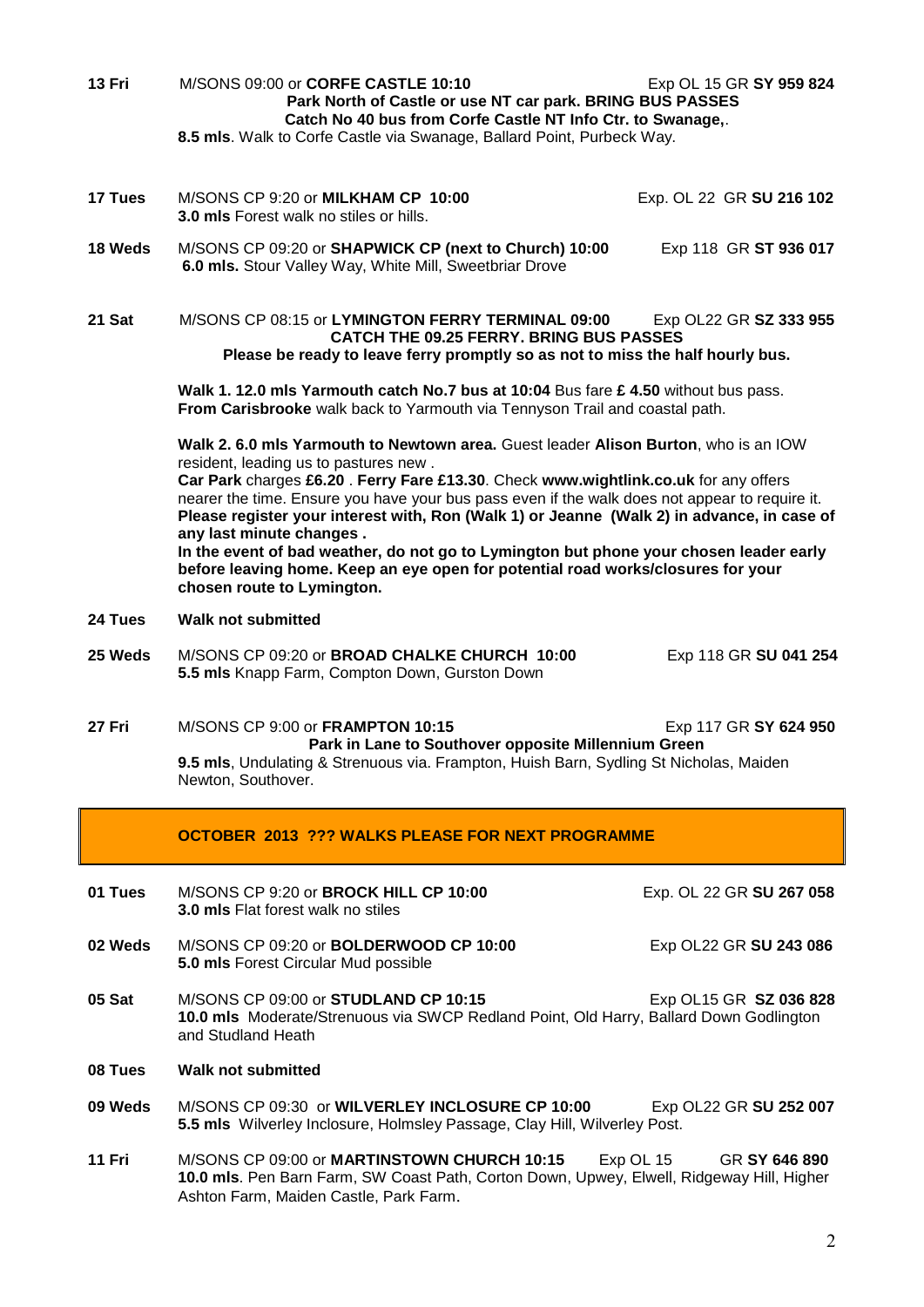**13 Fri** M/SONS 09:00 or **CORFE CASTLE 10:10** Exp OL 15 GR **SY 959 824**
**Park North of Castle or use NT car park. BRING BUS PASSES**
**Catch No 40 bus from Corfe Castle NT Info Ctr. to Swanage,**.
**8.5 mls**. Walk to Corfe Castle via Swanage, Ballard Point, Purbeck Way.

**17 Tues** M/SONS CP 9:20 or **MILKHAM CP 10:00** Exp. OL 22 GR **SU 216 102**
**3.0 mls** Forest walk no stiles or hills.

**18 Weds** M/SONS CP 09:20 or **SHAPWICK CP (next to Church) 10:00** Exp 118 GR **ST 936 017**
**6.0 mls.** Stour Valley Way, White Mill, Sweetbriar Drove

**21 Sat** M/SONS CP 08:15 or **LYMINGTON FERRY TERMINAL 09:00** Exp OL22 GR **SZ 333 955**
**CATCH THE 09.25 FERRY. BRING BUS PASSES**
**Please be ready to leave ferry promptly so as not to miss the half hourly bus.**

**Walk 1. 12.0 mls Yarmouth catch No.7 bus at 10:04** Bus fare **£ 4.50** without bus pass.
**From Carisbrooke** walk back to Yarmouth via Tennyson Trail and coastal path.

**Walk 2. 6.0 mls Yarmouth to Newtown area.** Guest leader **Alison Burton**, who is an IOW resident, leading us to pastures new .
**Car Park** charges **£6.20** . **Ferry Fare £13.30**. Check **www.wightlink.co.uk** for any offers nearer the time. Ensure you have your bus pass even if the walk does not appear to require it.
**Please register your interest with, Ron (Walk 1) or Jeanne (Walk 2) in advance, in case of any last minute changes .**
**In the event of bad weather, do not go to Lymington but phone your chosen leader early before leaving home. Keep an eye open for potential road works/closures for your chosen route to Lymington.**

**24 Tues** **Walk not submitted**

**25 Weds** M/SONS CP 09:20 or **BROAD CHALKE CHURCH 10:00** Exp 118 GR **SU 041 254**
**5.5 mls** Knapp Farm, Compton Down, Gurston Down

**27 Fri** M/SONS CP 9:00 or **FRAMPTON 10:15** Exp 117 GR **SY 624 950**
**Park in Lane to Southover opposite Millennium Green**
**9.5 mls**, Undulating & Strenuous via. Frampton, Huish Barn, Sydling St Nicholas, Maiden Newton, Southover.

## OCTOBER 2013 ??? WALKS PLEASE FOR NEXT PROGRAMME

**01 Tues** M/SONS CP 9:20 or **BROCK HILL CP 10:00** Exp. OL 22 GR **SU 267 058**
**3.0 mls** Flat forest walk no stiles

**02 Weds** M/SONS CP 09:20 or **BOLDERWOOD CP 10:00** Exp OL22 GR **SU 243 086**
**5.0 mls** Forest Circular Mud possible

**05 Sat** M/SONS CP 09:00 or **STUDLAND CP 10:15** Exp OL15 GR **SZ 036 828**
**10.0 mls** Moderate/Strenuous via SWCP Redland Point, Old Harry, Ballard Down Godlington and Studland Heath

**08 Tues** **Walk not submitted**

**09 Weds** M/SONS CP 09:30 or **WILVERLEY INCLOSURE CP 10:00** Exp OL22 GR **SU 252 007**
**5.5 mls** Wilverley Inclosure, Holmsley Passage, Clay Hill, Wilverley Post.

**11 Fri** M/SONS CP 09:00 or **MARTINSTOWN CHURCH 10:15** Exp OL 15 GR **SY 646 890**
**10.0 mls**. Pen Barn Farm, SW Coast Path, Corton Down, Upwey, Elwell, Ridgeway Hill, Higher Ashton Farm, Maiden Castle, Park Farm.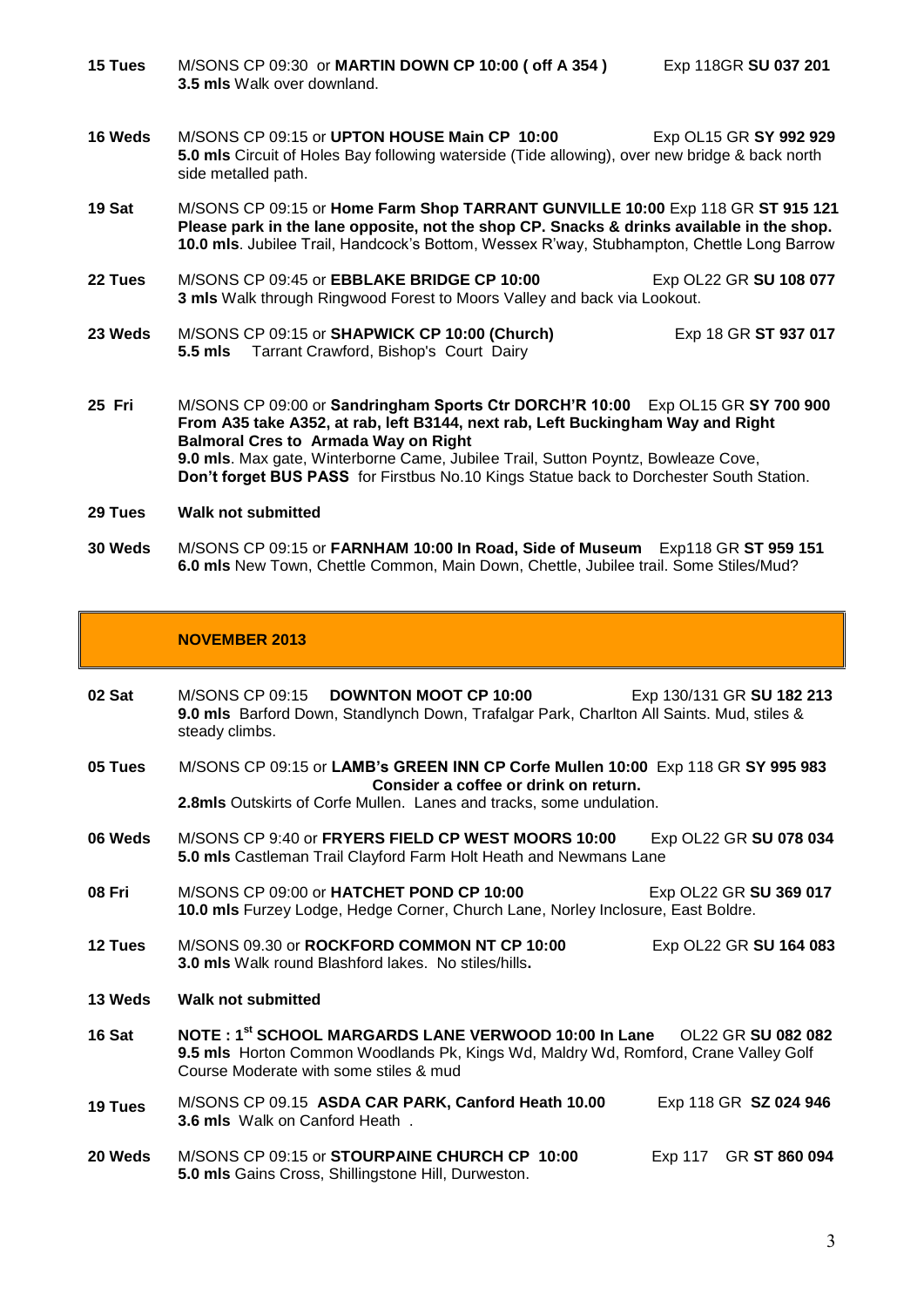**15 Tues** M/SONS CP 09:30 or **MARTIN DOWN CP 10:00 ( off A 354 )** Exp 118GR **SU 037 201**
**3.5 mls** Walk over downland.

**16 Weds** M/SONS CP 09:15 or **UPTON HOUSE Main CP 10:00** Exp OL15 GR **SY 992 929**
**5.0 mls** Circuit of Holes Bay following waterside (Tide allowing), over new bridge & back north side metalled path.

**19 Sat** M/SONS CP 09:15 or **Home Farm Shop TARRANT GUNVILLE 10:00** Exp 118 GR **ST 915 121**
**Please park in the lane opposite, not the shop CP. Snacks & drinks available in the shop.**
**10.0 mls**. Jubilee Trail, Handcock's Bottom, Wessex R'way, Stubhampton, Chettle Long Barrow

**22 Tues** M/SONS CP 09:45 or **EBBLAKE BRIDGE CP 10:00** Exp OL22 GR **SU 108 077**
**3 mls** Walk through Ringwood Forest to Moors Valley and back via Lookout.

**23 Weds** M/SONS CP 09:15 or **SHAPWICK CP 10:00 (Church)** Exp 18 GR **ST 937 017**
**5.5 mls** Tarrant Crawford, Bishop's Court Dairy

**25 Fri** M/SONS CP 09:00 or **Sandringham Sports Ctr DORCH'R 10:00** Exp OL15 GR **SY 700 900**
**From A35 take A352, at rab, left B3144, next rab, Left Buckingham Way and Right Balmoral Cres to Armada Way on Right**
**9.0 mls**. Max gate, Winterborne Came, Jubilee Trail, Sutton Poyntz, Bowleaze Cove,
**Don't forget BUS PASS** for Firstbus No.10 Kings Statue back to Dorchester South Station.

**29 Tues** **Walk not submitted**

**30 Weds** M/SONS CP 09:15 or **FARNHAM 10:00 In Road, Side of Museum** Exp118 GR **ST 959 151**
**6.0 mls** New Town, Chettle Common, Main Down, Chettle, Jubilee trail. Some Stiles/Mud?

## NOVEMBER 2013

**02 Sat** M/SONS CP 09:15 **DOWNTON MOOT CP 10:00** Exp 130/131 GR **SU 182 213**
**9.0 mls** Barford Down, Standlynch Down, Trafalgar Park, Charlton All Saints. Mud, stiles & steady climbs.

**05 Tues** M/SONS CP 09:15 or **LAMB's GREEN INN CP Corfe Mullen 10:00** Exp 118 GR **SY 995 983**
**Consider a coffee or drink on return.**
**2.8mls** Outskirts of Corfe Mullen. Lanes and tracks, some undulation.

**06 Weds** M/SONS CP 9:40 or **FRYERS FIELD CP WEST MOORS 10:00** Exp OL22 GR **SU 078 034**
**5.0 mls** Castleman Trail Clayford Farm Holt Heath and Newmans Lane

**08 Fri** M/SONS CP 09:00 or **HATCHET POND CP 10:00** Exp OL22 GR **SU 369 017**
**10.0 mls** Furzey Lodge, Hedge Corner, Church Lane, Norley Inclosure, East Boldre.

**12 Tues** M/SONS 09.30 or **ROCKFORD COMMON NT CP 10:00** Exp OL22 GR **SU 164 083**
**3.0 mls** Walk round Blashford lakes. No stiles/hills**.**

**13 Weds** **Walk not submitted**

**16 Sat** **NOTE : 1st SCHOOL MARGARDS LANE VERWOOD 10:00 In Lane** OL22 GR **SU 082 082**
**9.5 mls** Horton Common Woodlands Pk, Kings Wd, Maldry Wd, Romford, Crane Valley Golf Course Moderate with some stiles & mud

**19 Tues** M/SONS CP 09.15 **ASDA CAR PARK, Canford Heath 10.00** Exp 118 GR **SZ 024 946**
**3.6 mls** Walk on Canford Heath .

**20 Weds** M/SONS CP 09:15 or **STOURPAINE CHURCH CP 10:00** Exp 117 GR **ST 860 094**
**5.0 mls** Gains Cross, Shillingstone Hill, Durweston.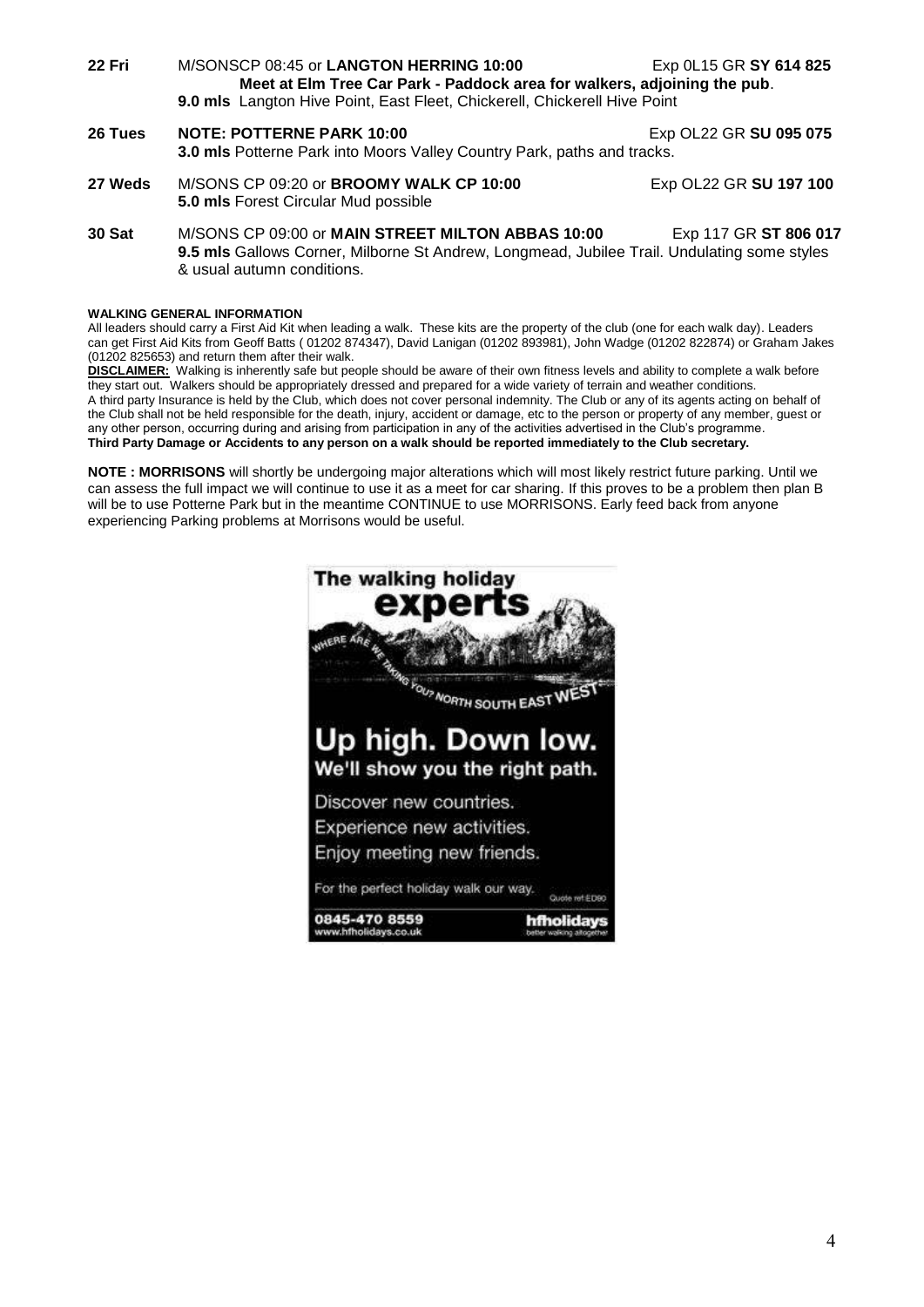**22 Fri** M/SONSCP 08:45 or **LANGTON HERRING 10:00** Exp 0L15 GR **SY 614 825**
**Meet at Elm Tree Car Park - Paddock area for walkers, adjoining the pub**.
**9.0 mls** Langton Hive Point, East Fleet, Chickerell, Chickerell Hive Point

**26 Tues** **NOTE: POTTERNE PARK 10:00** Exp OL22 GR **SU 095 075**
**3.0 mls** Potterne Park into Moors Valley Country Park, paths and tracks.

**27 Weds** M/SONS CP 09:20 or **BROOMY WALK CP 10:00** Exp OL22 GR **SU 197 100**
**5.0 mls** Forest Circular Mud possible

**30 Sat** M/SONS CP 09:00 or **MAIN STREET MILTON ABBAS 10:00** Exp 117 GR **ST 806 017**
**9.5 mls** Gallows Corner, Milborne St Andrew, Longmead, Jubilee Trail. Undulating some styles & usual autumn conditions.

**WALKING GENERAL INFORMATION**

All leaders should carry a First Aid Kit when leading a walk. These kits are the property of the club (one for each walk day). Leaders can get First Aid Kits from Geoff Batts ( 01202 874347), David Lanigan (01202 893981), John Wadge (01202 822874) or Graham Jakes (01202 825653) and return them after their walk.

**DISCLAIMER:** Walking is inherently safe but people should be aware of their own fitness levels and ability to complete a walk before they start out. Walkers should be appropriately dressed and prepared for a wide variety of terrain and weather conditions.
A third party Insurance is held by the Club, which does not cover personal indemnity. The Club or any of its agents acting on behalf of the Club shall not be held responsible for the death, injury, accident or damage, etc to the person or property of any member, guest or any other person, occurring during and arising from participation in any of the activities advertised in the Club's programme.
**Third Party Damage or Accidents to any person on a walk should be reported immediately to the Club secretary.**

**NOTE : MORRISONS** will shortly be undergoing major alterations which will most likely restrict future parking. Until we can assess the full impact we will continue to use it as a meet for car sharing. If this proves to be a problem then plan B will be to use Potterne Park but in the meantime CONTINUE to use MORRISONS. Early feed back from anyone experiencing Parking problems at Morrisons would be useful.

The walking holiday experts

WHERE ARE WE TAKING YOU? NORTH SOUTH EAST WEST

Up high. Down low.
We'll show you the right path.

Discover new countries.
Experience new activities.
Enjoy meeting new friends.

For the perfect holiday walk our way. Quote ref:ED90

0845-470 8559
www.hfholidays.co.uk

hfholidays
better walking altogether